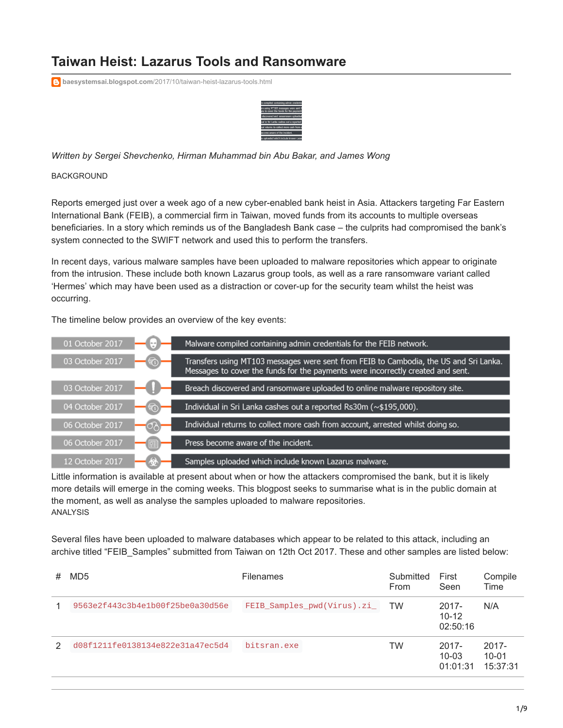# Taiwan Heist: Lazarus Tools and Ransomware

baesystemsai.blogspot.com/2017/10/taiwan-heist-lazarus-tools.html

*Written by Sergei Shevchenko, Hirman Muhammad bin Abu Bakar, and James Wong*

BACKGROUND

Reports emerged just over a week ago of a new cyber-enabled bank heist in Asia. Attackers targeting Far Eastern International Bank (FEIB), a commercial firm in Taiwan, moved funds from its accounts to multiple overseas beneficiaries. In a story which reminds us of the Bangladesh Bank case – the culprits had compromised the bank's system connected to the SWIFT network and used this to perform the transfers.

In recent days, various malware samples have been uploaded to malware repositories which appear to originate from the intrusion. These include both known Lazarus group tools, as well as a rare ransomware variant called 'Hermes' which may have been used as a distraction or cover-up for the security team whilst the heist was occurring.

The timeline below provides an overview of the key events:

| Date | Event |
|---|---|
| 01 October 2017 | Malware compiled containing admin credentials for the FEIB network. |
| 03 October 2017 | Transfers using MT103 messages were sent from FEIB to Cambodia, the US and Sri Lanka. Messages to cover the funds for the payments were incorrectly created and sent. |
| 03 October 2017 | Breach discovered and ransomware uploaded to online malware repository site. |
| 04 October 2017 | Individual in Sri Lanka cashes out a reported Rs30m (~$195,000). |
| 06 October 2017 | Individual returns to collect more cash from account, arrested whilst doing so. |
| 06 October 2017 | Press become aware of the incident. |
| 12 October 2017 | Samples uploaded which include known Lazarus malware. |

Little information is available at present about when or how the attackers compromised the bank, but it is likely more details will emerge in the coming weeks. This blogpost seeks to summarise what is in the public domain at the moment, as well as analyse the samples uploaded to malware repositories.

ANALYSIS

Several files have been uploaded to malware databases which appear to be related to this attack, including an archive titled "FEIB_Samples" submitted from Taiwan on 12th Oct 2017. These and other samples are listed below:

| # | MD5 | Filenames | Submitted From | First Seen | Compile Time |
|---|---|---|---|---|---|
| 1 | 9563e2f443c3b4e1b00f25be0a30d56e | FEIB_Samples_pwd(Virus).zi_ | TW | 2017-10-12 02:50:16 | N/A |
| 2 | d08f1211fe0138134e822e31a47ec5d4 | bitsran.exe | TW | 2017-10-03 01:01:31 | 2017-10-01 15:37:31 |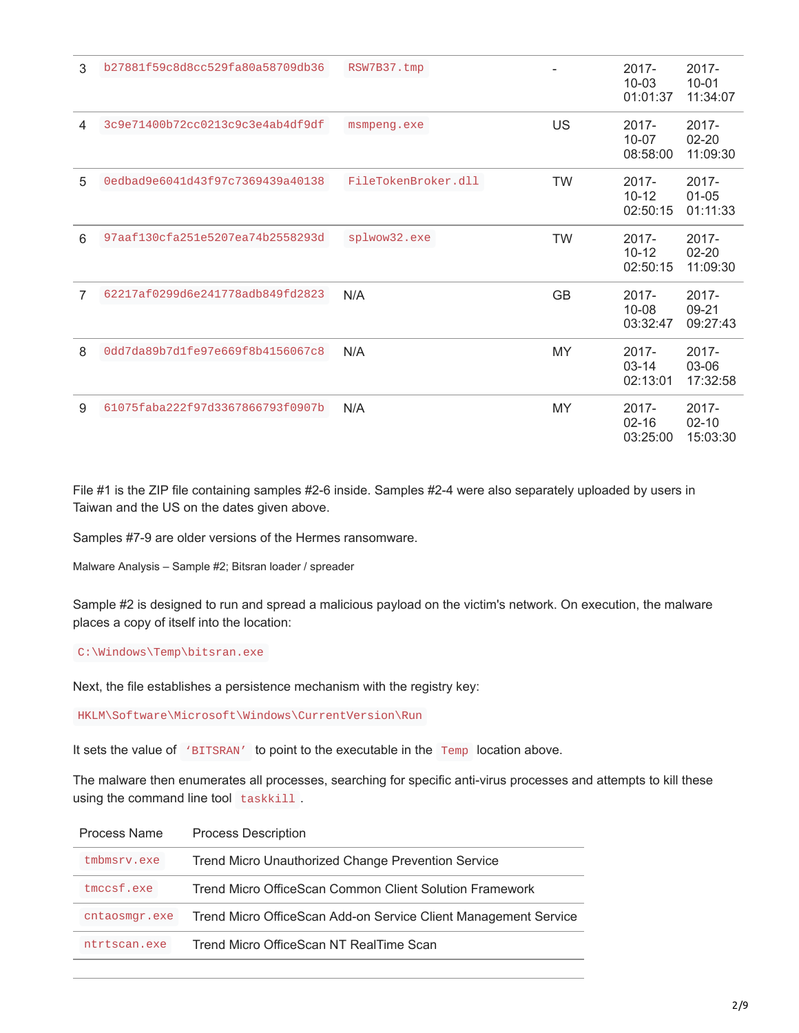| | | | | | |
|---|---|---|---|---|---|
| 3 | `b27881f59c8d8cc529fa80a58709db36` | `RSW7B37.tmp` | - | 2017-10-03 01:01:37 | 2017-10-01 11:34:07 |
| 4 | `3c9e71400b72cc0213c9c3e4ab4df9df` | `msmpeng.exe` | US | 2017-10-07 08:58:00 | 2017-02-20 11:09:30 |
| 5 | `0edbad9e6041d43f97c7369439a40138` | `FileTokenBroker.dll` | TW | 2017-10-12 02:50:15 | 2017-01-05 01:11:33 |
| 6 | `97aaf130cfa251e5207ea74b2558293d` | `splwow32.exe` | TW | 2017-10-12 02:50:15 | 2017-02-20 11:09:30 |
| 7 | `62217af0299d6e241778adb849fd2823` | N/A | GB | 2017-10-08 03:32:47 | 2017-09-21 09:27:43 |
| 8 | `0dd7da89b7d1fe97e669f8b4156067c8` | N/A | MY | 2017-03-14 02:13:01 | 2017-03-06 17:32:58 |
| 9 | `61075faba222f97d3367866793f0907b` | N/A | MY | 2017-02-16 03:25:00 | 2017-02-10 15:03:30 |

File #1 is the ZIP file containing samples #2-6 inside. Samples #2-4 were also separately uploaded by users in Taiwan and the US on the dates given above.

Samples #7-9 are older versions of the Hermes ransomware.

Malware Analysis – Sample #2; Bitsran loader / spreader

Sample #2 is designed to run and spread a malicious payload on the victim's network. On execution, the malware places a copy of itself into the location:

`C:\Windows\Temp\bitsran.exe`

Next, the file establishes a persistence mechanism with the registry key:

`HKLM\Software\Microsoft\Windows\CurrentVersion\Run`

It sets the value of `'BITSRAN'` to point to the executable in the `Temp` location above.

The malware then enumerates all processes, searching for specific anti-virus processes and attempts to kill these using the command line tool `taskkill`.

| Process Name | Process Description |
|---|---|
| `tmbmsrv.exe` | Trend Micro Unauthorized Change Prevention Service |
| `tmccsf.exe` | Trend Micro OfficeScan Common Client Solution Framework |
| `cntaosmgr.exe` | Trend Micro OfficeScan Add-on Service Client Management Service |
| `ntrtscan.exe` | Trend Micro OfficeScan NT RealTime Scan |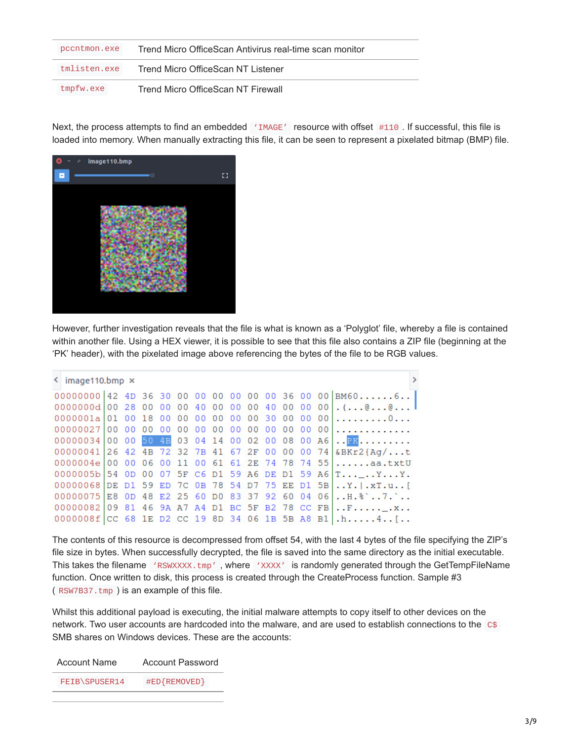| | |
|---|---|
| `pccntmon.exe` | Trend Micro OfficeScan Antivirus real-time scan monitor |
| `tmlisten.exe` | Trend Micro OfficeScan NT Listener |
| `tmpfw.exe` | Trend Micro OfficeScan NT Firewall |

Next, the process attempts to find an embedded `'IMAGE'` resource with offset `#110`. If successful, this file is loaded into memory. When manually extracting this file, it can be seen to represent a pixelated bitmap (BMP) file.

However, further investigation reveals that the file is what is known as a 'Polyglot' file, whereby a file is contained within another file. Using a HEX viewer, it is possible to see that this file also contains a ZIP file (beginning at the 'PK' header), with the pixelated image above referencing the bytes of the file to be RGB values.

```
image110.bmp
00000000 42 4D 36 30 00 00 00 00 00 00 36 00 00 BM60......6..
0000000d 00 28 00 00 00 40 00 00 00 40 00 00 00 .(...@...@...
0000001a 01 00 18 00 00 00 00 00 00 30 00 00 00 .........0...
00000027 00 00 00 00 00 00 00 00 00 00 00 00 00 .............
00000034 00 00 50 4B 03 04 14 00 02 00 08 00 A6 ..PK.........
00000041 26 42 4B 72 32 7B 41 67 2F 00 00 00 74 &BKr2{Ag/...t
0000004e 00 00 06 00 11 00 61 61 2E 74 78 74 55 ......aa.txtU
0000005b 54 0D 00 07 5F C6 D1 59 A6 DE D1 59 A6 T..._..Y...Y.
00000068 DE D1 59 ED 7C 0B 78 54 D7 75 EE D1 5B ..Y.|.xT.u..[
00000075 E8 0D 48 E2 25 60 D0 83 37 92 60 04 06 ..H.%`..7.`..
00000082 09 81 46 9A A7 A4 D1 BC 5F B2 78 CC FB ..F....._.x..
0000008f CC 68 1E D2 CC 19 8D 34 06 1B 5B A8 B1 .h.....4..[..
```

The contents of this resource is decompressed from offset 54, with the last 4 bytes of the file specifying the ZIP's file size in bytes. When successfully decrypted, the file is saved into the same directory as the initial executable. This takes the filename `'RSWXXXX.tmp'`, where `'XXXX'` is randomly generated through the GetTempFileName function. Once written to disk, this process is created through the CreateProcess function. Sample #3 (`RSW7B37.tmp`) is an example of this file.

Whilst this additional payload is executing, the initial malware attempts to copy itself to other devices on the network. Two user accounts are hardcoded into the malware, and are used to establish connections to the `C$` SMB shares on Windows devices. These are the accounts:

| Account Name | Account Password |
|---|---|
| `FEIB\SPUSER14` | `#ED{REMOVED}` |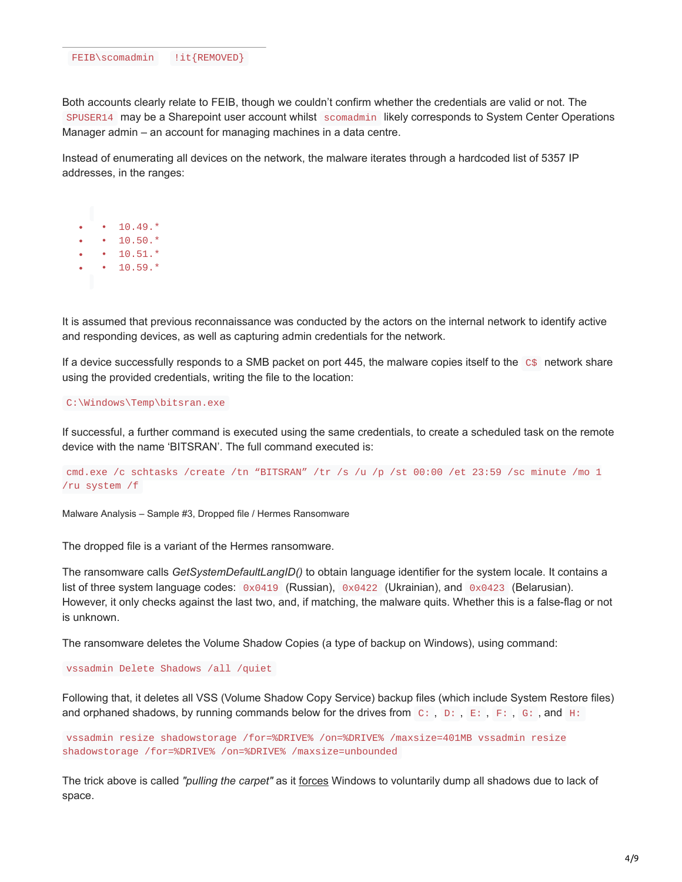| FEIB\scomadmin | !it{REMOVED} |
| --- | --- |

Both accounts clearly relate to FEIB, though we couldn't confirm whether the credentials are valid or not. The `SPUSER14` may be a Sharepoint user account whilst `scomadmin` likely corresponds to System Center Operations Manager admin – an account for managing machines in a data centre.

Instead of enumerating all devices on the network, the malware iterates through a hardcoded list of 5357 IP addresses, in the ranges:

- `10.49.*`
- `10.50.*`
- `10.51.*`
- `10.59.*`

It is assumed that previous reconnaissance was conducted by the actors on the internal network to identify active and responding devices, as well as capturing admin credentials for the network.

If a device successfully responds to a SMB packet on port 445, the malware copies itself to the `C$` network share using the provided credentials, writing the file to the location:

```
C:\Windows\Temp\bitsran.exe
```

If successful, a further command is executed using the same credentials, to create a scheduled task on the remote device with the name 'BITSRAN'. The full command executed is:

```
cmd.exe /c schtasks /create /tn “BITSRAN” /tr /s /u /p /st 00:00 /et 23:59 /sc minute /mo 1 /ru system /f
```

Malware Analysis – Sample #3, Dropped file / Hermes Ransomware

The dropped file is a variant of the Hermes ransomware.

The ransomware calls *GetSystemDefaultLangID()* to obtain language identifier for the system locale. It contains a list of three system language codes: `0x0419` (Russian), `0x0422` (Ukrainian), and `0x0423` (Belarusian). However, it only checks against the last two, and, if matching, the malware quits. Whether this is a false-flag or not is unknown.

The ransomware deletes the Volume Shadow Copies (a type of backup on Windows), using command:

```
vssadmin Delete Shadows /all /quiet
```

Following that, it deletes all VSS (Volume Shadow Copy Service) backup files (which include System Restore files) and orphaned shadows, by running commands below for the drives from `C:`, `D:`, `E:`, `F:`, `G:`, and `H:`

```
vssadmin resize shadowstorage /for=%DRIVE% /on=%DRIVE% /maxsize=401MB vssadmin resize shadowstorage /for=%DRIVE% /on=%DRIVE% /maxsize=unbounded
```

The trick above is called *"pulling the carpet"* as it forces Windows to voluntarily dump all shadows due to lack of space.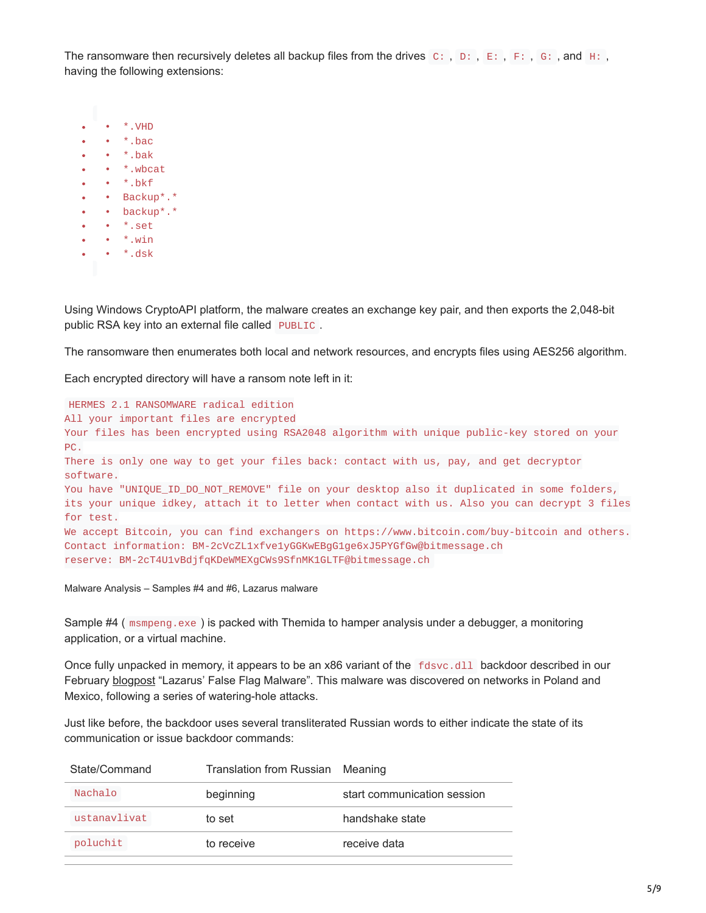The ransomware then recursively deletes all backup files from the drives `C:`, `D:`, `E:`, `F:`, `G:`, and `H:`, having the following extensions:

- `*.VHD`
- `*.bac`
- `*.bak`
- `*.wbcat`
- `*.bkf`
- `Backup*.*`
- `backup*.*`
- `*.set`
- `*.win`
- `*.dsk`

Using Windows CryptoAPI platform, the malware creates an exchange key pair, and then exports the 2,048-bit public RSA key into an external file called `PUBLIC`.

The ransomware then enumerates both local and network resources, and encrypts files using AES256 algorithm.

Each encrypted directory will have a ransom note left in it:

```
HERMES 2.1 RANSOMWARE radical edition
All your important files are encrypted
Your files has been encrypted using RSA2048 algorithm with unique public-key stored on your PC.
There is only one way to get your files back: contact with us, pay, and get decryptor software.
You have "UNIQUE_ID_DO_NOT_REMOVE" file on your desktop also it duplicated in some folders, its your unique idkey, attach it to letter when contact with us. Also you can decrypt 3 files for test.
We accept Bitcoin, you can find exchangers on https://www.bitcoin.com/buy-bitcoin and others.
Contact information: BM-2cVcZL1xfve1yGGKwEBgG1ge6xJ5PYGfGw@bitmessage.ch
reserve: BM-2cT4U1vBdjfqKDeWMEXgCWs9SfnMK1GLTF@bitmessage.ch
```

Malware Analysis – Samples #4 and #6, Lazarus malware

Sample #4 (`msmpeng.exe`) is packed with Themida to hamper analysis under a debugger, a monitoring application, or a virtual machine.

Once fully unpacked in memory, it appears to be an x86 variant of the `fdsvc.dll` backdoor described in our February blogpost "Lazarus' False Flag Malware". This malware was discovered on networks in Poland and Mexico, following a series of watering-hole attacks.

Just like before, the backdoor uses several transliterated Russian words to either indicate the state of its communication or issue backdoor commands:

| State/Command | Translation from Russian | Meaning |
| --- | --- | --- |
| `Nachalo` | beginning | start communication session |
| `ustanavlivat` | to set | handshake state |
| `poluchit` | to receive | receive data |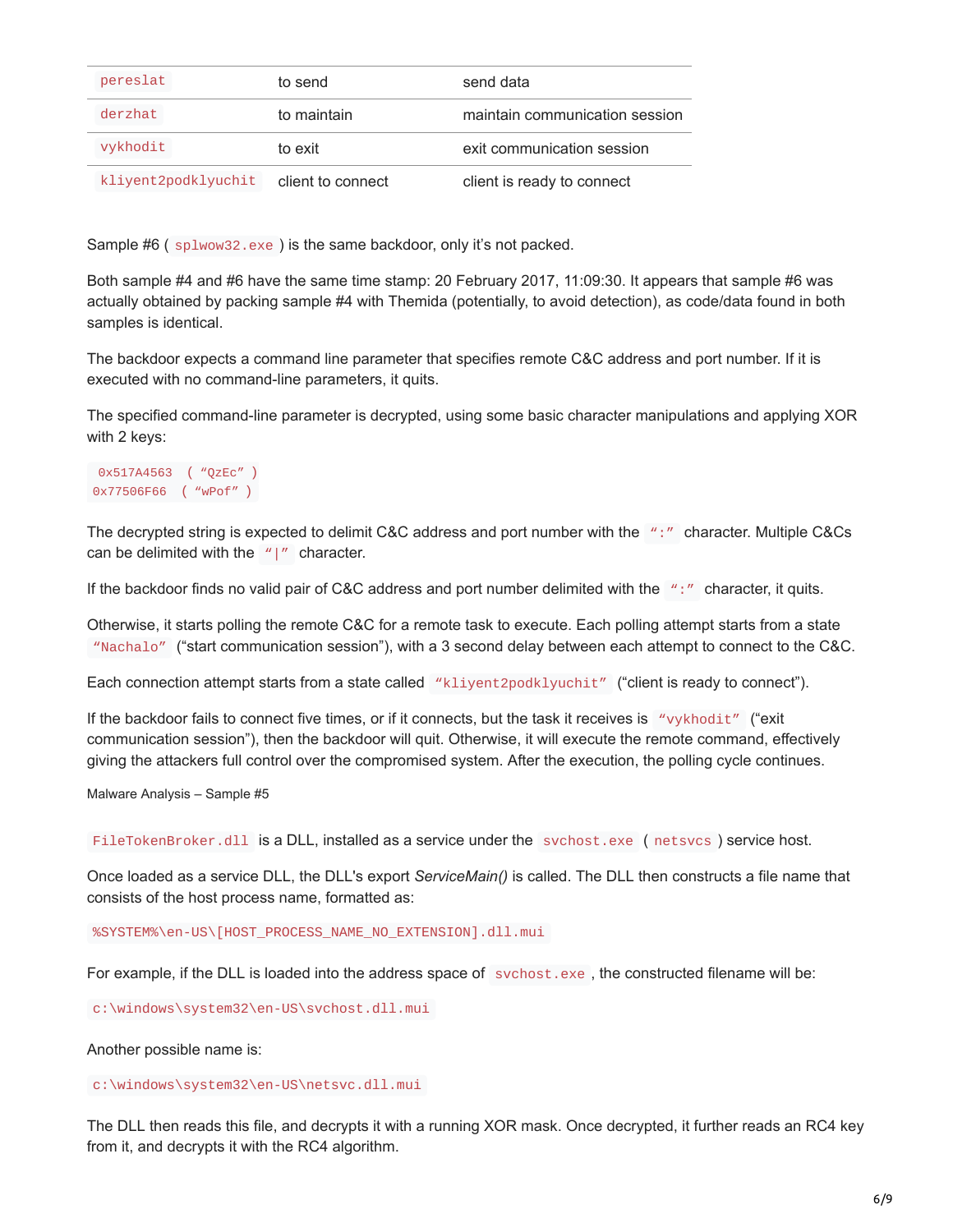| `pereslat` | to send | send data |
|---|---|---|
| `derzhat` | to maintain | maintain communication session |
| `vykhodit` | to exit | exit communication session |
| `kliyent2podklyuchit` | client to connect | client is ready to connect |

Sample #6 ( `splwow32.exe` ) is the same backdoor, only it's not packed.

Both sample #4 and #6 have the same time stamp: 20 February 2017, 11:09:30. It appears that sample #6 was actually obtained by packing sample #4 with Themida (potentially, to avoid detection), as code/data found in both samples is identical.

The backdoor expects a command line parameter that specifies remote C&C address and port number. If it is executed with no command-line parameters, it quits.

The specified command-line parameter is decrypted, using some basic character manipulations and applying XOR with 2 keys:

```
 0x517A4563  ( “QzEc” )
0x77506F66  ( “wPof” )
```

The decrypted string is expected to delimit C&C address and port number with the `“:”` character. Multiple C&Cs can be delimited with the `“|”` character.

If the backdoor finds no valid pair of C&C address and port number delimited with the `“:”` character, it quits.

Otherwise, it starts polling the remote C&C for a remote task to execute. Each polling attempt starts from a state `“Nachalo”` (“start communication session”), with a 3 second delay between each attempt to connect to the C&C.

Each connection attempt starts from a state called `“kliyent2podklyuchit”` (“client is ready to connect”).

If the backdoor fails to connect five times, or if it connects, but the task it receives is `“vykhodit”` (“exit communication session”), then the backdoor will quit. Otherwise, it will execute the remote command, effectively giving the attackers full control over the compromised system. After the execution, the polling cycle continues.

Malware Analysis – Sample #5

`FileTokenBroker.dll` is a DLL, installed as a service under the `svchost.exe` ( `netsvcs` ) service host.

Once loaded as a service DLL, the DLL's export *ServiceMain()* is called. The DLL then constructs a file name that consists of the host process name, formatted as:

```
%SYSTEM%\en-US\[HOST_PROCESS_NAME_NO_EXTENSION].dll.mui
```

For example, if the DLL is loaded into the address space of `svchost.exe` , the constructed filename will be:

```
c:\windows\system32\en-US\svchost.dll.mui
```

Another possible name is:

```
c:\windows\system32\en-US\netsvc.dll.mui
```

The DLL then reads this file, and decrypts it with a running XOR mask. Once decrypted, it further reads an RC4 key from it, and decrypts it with the RC4 algorithm.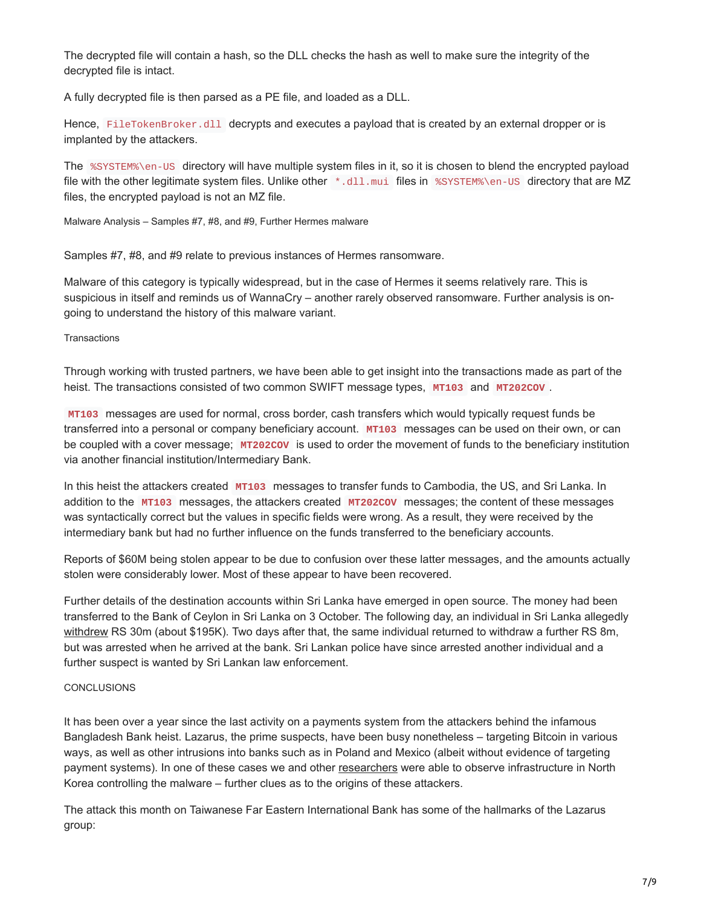The decrypted file will contain a hash, so the DLL checks the hash as well to make sure the integrity of the decrypted file is intact.

A fully decrypted file is then parsed as a PE file, and loaded as a DLL.

Hence, `FileTokenBroker.dll` decrypts and executes a payload that is created by an external dropper or is implanted by the attackers.

The `%SYSTEM%\en-US` directory will have multiple system files in it, so it is chosen to blend the encrypted payload file with the other legitimate system files. Unlike other `*.dll.mui` files in `%SYSTEM%\en-US` directory that are MZ files, the encrypted payload is not an MZ file.

### Malware Analysis – Samples #7, #8, and #9, Further Hermes malware

Samples #7, #8, and #9 relate to previous instances of Hermes ransomware.

Malware of this category is typically widespread, but in the case of Hermes it seems relatively rare. This is suspicious in itself and reminds us of WannaCry – another rarely observed ransomware. Further analysis is on-going to understand the history of this malware variant.

### Transactions

Through working with trusted partners, we have been able to get insight into the transactions made as part of the heist. The transactions consisted of two common SWIFT message types, **`MT103`** and **`MT202COV`**.

**`MT103`** messages are used for normal, cross border, cash transfers which would typically request funds be transferred into a personal or company beneficiary account. **`MT103`** messages can be used on their own, or can be coupled with a cover message; **`MT202COV`** is used to order the movement of funds to the beneficiary institution via another financial institution/Intermediary Bank.

In this heist the attackers created **`MT103`** messages to transfer funds to Cambodia, the US, and Sri Lanka. In addition to the **`MT103`** messages, the attackers created **`MT202COV`** messages; the content of these messages was syntactically correct but the values in specific fields were wrong. As a result, they were received by the intermediary bank but had no further influence on the funds transferred to the beneficiary accounts.

Reports of $60M being stolen appear to be due to confusion over these latter messages, and the amounts actually stolen were considerably lower. Most of these appear to have been recovered.

Further details of the destination accounts within Sri Lanka have emerged in open source. The money had been transferred to the Bank of Ceylon in Sri Lanka on 3 October. The following day, an individual in Sri Lanka allegedly withdrew RS 30m (about $195K). Two days after that, the same individual returned to withdraw a further RS 8m, but was arrested when he arrived at the bank. Sri Lankan police have since arrested another individual and a further suspect is wanted by Sri Lankan law enforcement.

### CONCLUSIONS

It has been over a year since the last activity on a payments system from the attackers behind the infamous Bangladesh Bank heist. Lazarus, the prime suspects, have been busy nonetheless – targeting Bitcoin in various ways, as well as other intrusions into banks such as in Poland and Mexico (albeit without evidence of targeting payment systems). In one of these cases we and other researchers were able to observe infrastructure in North Korea controlling the malware – further clues as to the origins of these attackers.

The attack this month on Taiwanese Far Eastern International Bank has some of the hallmarks of the Lazarus group: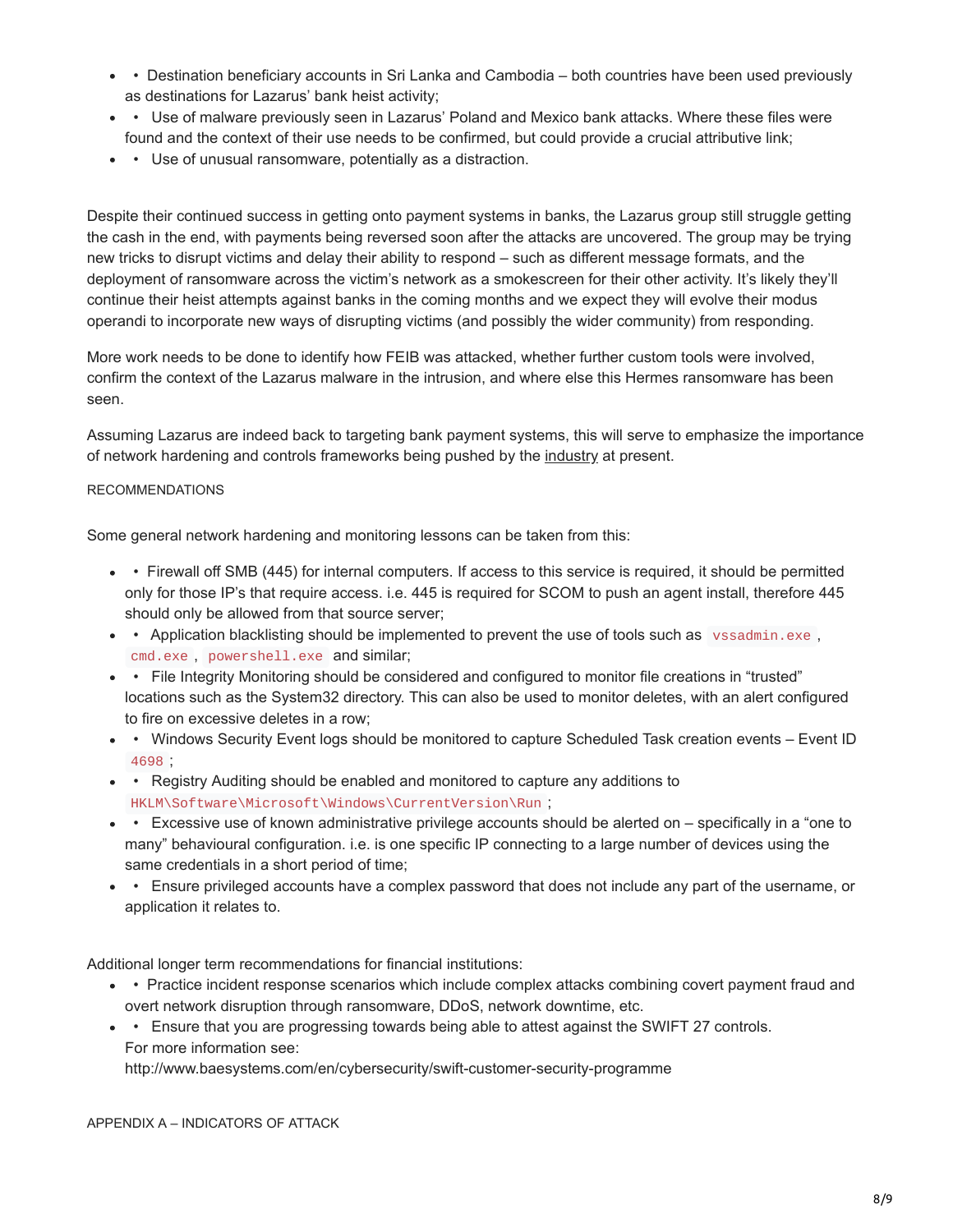- • Destination beneficiary accounts in Sri Lanka and Cambodia – both countries have been used previously as destinations for Lazarus' bank heist activity;
- • Use of malware previously seen in Lazarus' Poland and Mexico bank attacks. Where these files were found and the context of their use needs to be confirmed, but could provide a crucial attributive link;
- • Use of unusual ransomware, potentially as a distraction.

Despite their continued success in getting onto payment systems in banks, the Lazarus group still struggle getting the cash in the end, with payments being reversed soon after the attacks are uncovered. The group may be trying new tricks to disrupt victims and delay their ability to respond – such as different message formats, and the deployment of ransomware across the victim's network as a smokescreen for their other activity. It's likely they'll continue their heist attempts against banks in the coming months and we expect they will evolve their modus operandi to incorporate new ways of disrupting victims (and possibly the wider community) from responding.

More work needs to be done to identify how FEIB was attacked, whether further custom tools were involved, confirm the context of the Lazarus malware in the intrusion, and where else this Hermes ransomware has been seen.

Assuming Lazarus are indeed back to targeting bank payment systems, this will serve to emphasize the importance of network hardening and controls frameworks being pushed by the industry at present.

RECOMMENDATIONS

Some general network hardening and monitoring lessons can be taken from this:

- • Firewall off SMB (445) for internal computers. If access to this service is required, it should be permitted only for those IP's that require access. i.e. 445 is required for SCOM to push an agent install, therefore 445 should only be allowed from that source server;
- • Application blacklisting should be implemented to prevent the use of tools such as `vssadmin.exe` , `cmd.exe` , `powershell.exe` and similar;
- • File Integrity Monitoring should be considered and configured to monitor file creations in "trusted" locations such as the System32 directory. This can also be used to monitor deletes, with an alert configured to fire on excessive deletes in a row;
- • Windows Security Event logs should be monitored to capture Scheduled Task creation events – Event ID `4698` ;
- • Registry Auditing should be enabled and monitored to capture any additions to `HKLM\Software\Microsoft\Windows\CurrentVersion\Run` ;
- • Excessive use of known administrative privilege accounts should be alerted on – specifically in a "one to many" behavioural configuration. i.e. is one specific IP connecting to a large number of devices using the same credentials in a short period of time;
- • Ensure privileged accounts have a complex password that does not include any part of the username, or application it relates to.

Additional longer term recommendations for financial institutions:

- • Practice incident response scenarios which include complex attacks combining covert payment fraud and overt network disruption through ransomware, DDoS, network downtime, etc.
- • Ensure that you are progressing towards being able to attest against the SWIFT 27 controls. For more information see: http://www.baesystems.com/en/cybersecurity/swift-customer-security-programme

APPENDIX A – INDICATORS OF ATTACK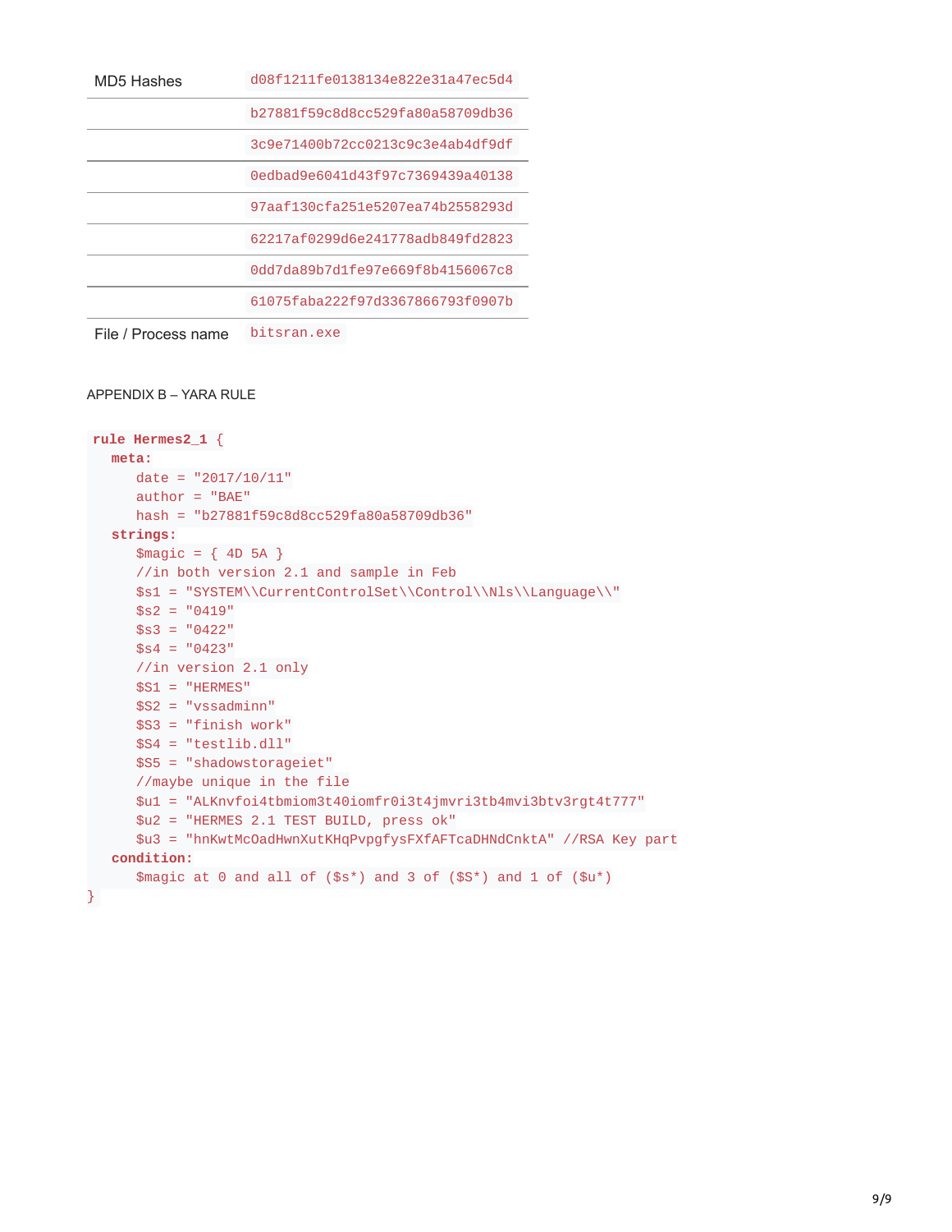| | |
|---|---|
| MD5 Hashes | d08f1211fe0138134e822e31a47ec5d4 |
| | b27881f59c8d8cc529fa80a58709db36 |
| | 3c9e71400b72cc0213c9c3e4ab4df9df |
| | 0edbad9e6041d43f97c7369439a40138 |
| | 97aaf130cfa251e5207ea74b2558293d |
| | 62217af0299d6e241778adb849fd2823 |
| | 0dd7da89b7d1fe97e669f8b4156067c8 |
| | 61075faba222f97d3367866793f0907b |
| File / Process name | bitsran.exe |

APPENDIX B – YARA RULE

```
rule Hermes2_1 {
  meta:
     date = "2017/10/11"
     author = "BAE"
     hash = "b27881f59c8d8cc529fa80a58709db36"
  strings:
     $magic = { 4D 5A }
     //in both version 2.1 and sample in Feb
     $s1 = "SYSTEM\\CurrentControlSet\\Control\\Nls\\Language\\"
     $s2 = "0419"
     $s3 = "0422"
     $s4 = "0423"
     //in version 2.1 only
     $S1 = "HERMES"
     $S2 = "vssadminn"
     $S3 = "finish work"
     $S4 = "testlib.dll"
     $S5 = "shadowstorageiet"
     //maybe unique in the file
     $u1 = "ALKnvfoi4tbmiom3t40iomfr0i3t4jmvri3tb4mvi3btv3rgt4t777"
     $u2 = "HERMES 2.1 TEST BUILD, press ok"
     $u3 = "hnKwtMcOadHwnXutKHqPvpgfysFXfAFTcaDHNdCnktA" //RSA Key part
  condition:
     $magic at 0 and all of ($s*) and 3 of ($S*) and 1 of ($u*)
}
```